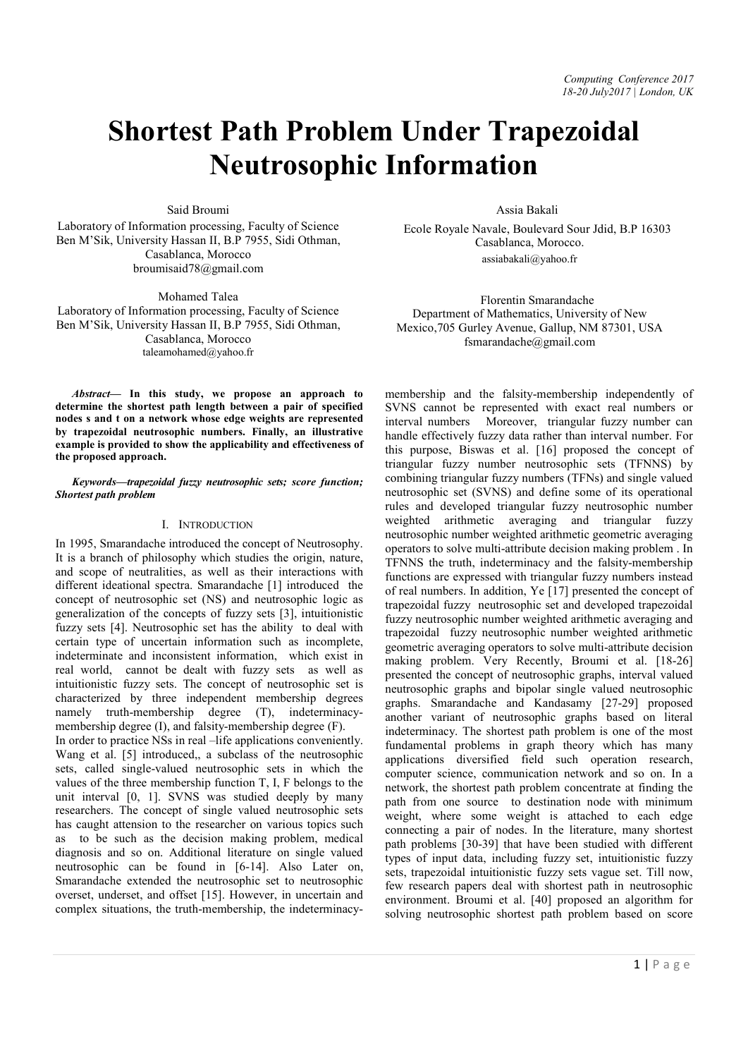# Shortest Path Problem Under Trapezoidal Neutrosophic Information

Said Broumi
Laboratory of Information processing, Faculty of Science Ben M'Sik, University Hassan II, B.P 7955, Sidi Othman, Casablanca, Morocco
broumisaid78@gmail.com

Assia Bakali
Ecole Royale Navale, Boulevard Sour Jdid, B.P 16303 Casablanca, Morocco.
assiabakali@yahoo.fr

Mohamed Talea
Laboratory of Information processing, Faculty of Science Ben M'Sik, University Hassan II, B.P 7955, Sidi Othman, Casablanca, Morocco
taleamohamed@yahoo.fr

Florentin Smarandache
Department of Mathematics, University of New Mexico,705 Gurley Avenue, Gallup, NM 87301, USA
fsmarandache@gmail.com

***Abstract*— In this study, we propose an approach to determine the shortest path length between a pair of specified nodes s and t on a network whose edge weights are represented by trapezoidal neutrosophic numbers. Finally, an illustrative example is provided to show the applicability and effectiveness of the proposed approach.**

***Keywords—trapezoidal fuzzy neutrosophic sets; score function; Shortest path problem***

## I. Introduction

In 1995, Smarandache introduced the concept of Neutrosophy. It is a branch of philosophy which studies the origin, nature, and scope of neutralities, as well as their interactions with different ideational spectra. Smarandache [1] introduced the concept of neutrosophic set (NS) and neutrosophic logic as generalization of the concepts of fuzzy sets [3], intuitionistic fuzzy sets [4]. Neutrosophic set has the ability to deal with certain type of uncertain information such as incomplete, indeterminate and inconsistent information, which exist in real world, cannot be dealt with fuzzy sets as well as intuitionistic fuzzy sets. The concept of neutrosophic set is characterized by three independent membership degrees namely truth-membership degree (T), indeterminacy-membership degree (I), and falsity-membership degree (F).

In order to practice NSs in real –life applications conveniently. Wang et al. [5] introduced,, a subclass of the neutrosophic sets, called single-valued neutrosophic sets in which the values of the three membership function T, I, F belongs to the unit interval [0, 1]. SVNS was studied deeply by many researchers. The concept of single valued neutrosophic sets has caught attension to the researcher on various topics such as to be such as the decision making problem, medical diagnosis and so on. Additional literature on single valued neutrosophic can be found in [6-14]. Also Later on, Smarandache extended the neutrosophic set to neutrosophic overset, underset, and offset [15]. However, in uncertain and complex situations, the truth-membership, the indeterminacy-membership and the falsity-membership independently of SVNS cannot be represented with exact real numbers or interval numbers Moreover, triangular fuzzy number can handle effectively fuzzy data rather than interval number. For this purpose, Biswas et al. [16] proposed the concept of triangular fuzzy number neutrosophic sets (TFNNS) by combining triangular fuzzy numbers (TFNs) and single valued neutrosophic set (SVNS) and define some of its operational rules and developed triangular fuzzy neutrosophic number weighted arithmetic averaging and triangular fuzzy neutrosophic number weighted arithmetic geometric averaging operators to solve multi-attribute decision making problem . In TFNNS the truth, indeterminacy and the falsity-membership functions are expressed with triangular fuzzy numbers instead of real numbers. In addition, Ye [17] presented the concept of trapezoidal fuzzy neutrosophic set and developed trapezoidal fuzzy neutrosophic number weighted arithmetic averaging and trapezoidal fuzzy neutrosophic number weighted arithmetic geometric averaging operators to solve multi-attribute decision making problem. Very Recently, Broumi et al. [18-26] presented the concept of neutrosophic graphs, interval valued neutrosophic graphs and bipolar single valued neutrosophic graphs. Smarandache and Kandasamy [27-29] proposed another variant of neutrosophic graphs based on literal indeterminacy. The shortest path problem is one of the most fundamental problems in graph theory which has many applications diversified field such operation research, computer science, communication network and so on. In a network, the shortest path problem concentrate at finding the path from one source to destination node with minimum weight, where some weight is attached to each edge connecting a pair of nodes. In the literature, many shortest path problems [30-39] that have been studied with different types of input data, including fuzzy set, intuitionistic fuzzy sets, trapezoidal intuitionistic fuzzy sets vague set. Till now, few research papers deal with shortest path in neutrosophic environment. Broumi et al. [40] proposed an algorithm for solving neutrosophic shortest path problem based on score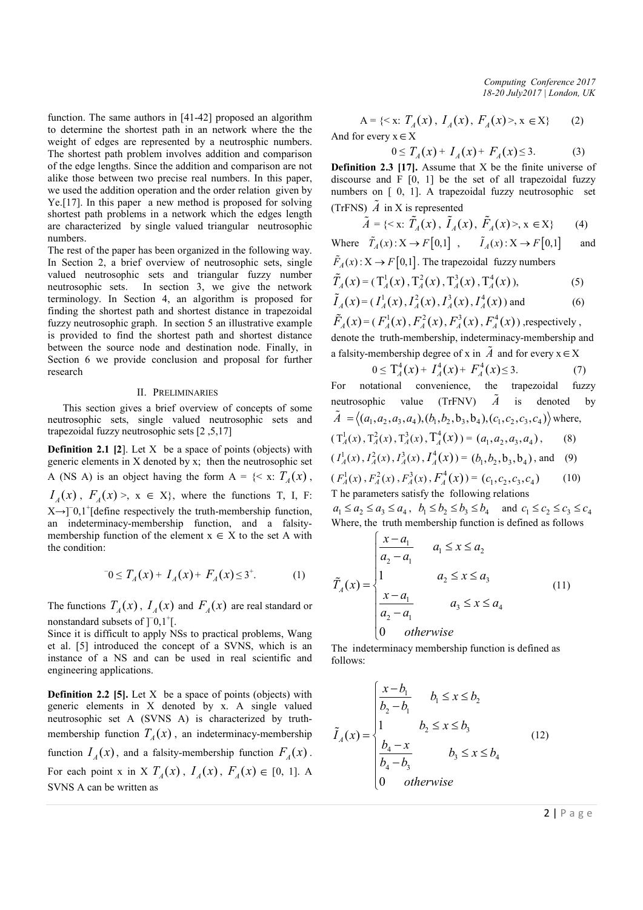function. The same authors in [41-42] proposed an algorithm to determine the shortest path in an network where the the weight of edges are represented by a neutrosphic numbers. The shortest path problem involves addition and comparison of the edge lengths. Since the addition and comparison are not alike those between two precise real numbers. In this paper, we used the addition operation and the order relation given by Ye.[17]. In this paper a new method is proposed for solving shortest path problems in a network which the edges length are characterized by single valued triangular neutrosophic numbers.

The rest of the paper has been organized in the following way. In Section 2, a brief overview of neutrosophic sets, single valued neutrosophic sets and triangular fuzzy number neutrosophic sets. In section 3, we give the network terminology. In Section 4, an algorithm is proposed for finding the shortest path and shortest distance in trapezoidal fuzzy neutrosophic graph. In section 5 an illustrative example is provided to find the shortest path and shortest distance between the source node and destination node. Finally, in Section 6 we provide conclusion and proposal for further research

## II. Preliminaries

This section gives a brief overview of concepts of some neutrosophic sets, single valued neutrosophic sets and trapezoidal fuzzy neutrosophic sets [2 ,5,17]

**Definition 2.1 [2]**. Let X be a space of points (objects) with generic elements in X denoted by x; then the neutrosophic set A (NS A) is an object having the form A = {< x: $T_A(x)$, $I_A(x)$, $F_A(x)$ >, x ∈ X}, where the functions T, I, F: X→]$^-$0,1$^+$[define respectively the truth-membership function, an indeterminacy-membership function, and a falsity-membership function of the element x ∈ X to the set A with the condition:

$$^-0 \leq T_A(x) + I_A(x) + F_A(x) \leq 3^+. \quad (1)$$

The functions $T_A(x)$, $I_A(x)$ and $F_A(x)$ are real standard or nonstandard subsets of ]$^-$0,1$^+$[.

Since it is difficult to apply NSs to practical problems, Wang et al. [5] introduced the concept of a SVNS, which is an instance of a NS and can be used in real scientific and engineering applications.

**Definition 2.2 [5].** Let X be a space of points (objects) with generic elements in X denoted by x. A single valued neutrosophic set A (SVNS A) is characterized by truth-membership function $T_A(x)$, an indeterminacy-membership function $I_A(x)$, and a falsity-membership function $F_A(x)$. For each point x in X $T_A(x)$, $I_A(x)$, $F_A(x)$ ∈ [0, 1]. A SVNS A can be written as

$$A = \{< x: T_A(x),\ I_A(x),\ F_A(x) >, x \in X\} \quad (2)$$

And for every x∈X

$$0 \leq T_A(x) + I_A(x) + F_A(x) \leq 3. \quad (3)$$

**Definition 2.3 [17].** Assume that X be the finite universe of discourse and F [0, 1] be the set of all trapezoidal fuzzy numbers on [ 0, 1]. A trapezoidal fuzzy neutrosophic set (TrFNS) $\tilde{A}$ in X is represented

$$\tilde{A} = \{< x: \tilde{T}_A(x),\ \tilde{I}_A(x),\ \tilde{F}_A(x) >, x \in X\} \quad (4)$$

Where $\tilde{T}_A(x): X \to F[0,1]$, $\tilde{I}_A(x): X \to F[0,1]$ and $\tilde{F}_A(x): X \to F[0,1]$. The trapezoidal fuzzy numbers

$$\tilde{T}_A(x) = (T_A^1(x), T_A^2(x), T_A^3(x), T_A^4(x)), \quad (5)$$

$$\tilde{I}_A(x) = (I_A^1(x), I_A^2(x), I_A^3(x), I_A^4(x)) \text{ and} \quad (6)$$

$$\tilde{F}_A(x) = (F_A^1(x), F_A^2(x), F_A^3(x), F_A^4(x)) \text{ ,respectively ,}$$

denote the truth-membership, indeterminacy-membership and a falsity-membership degree of x in $\tilde{A}$ and for every x∈X

$$0 \leq T_A^4(x) + I_A^4(x) + F_A^4(x) \leq 3. \quad (7)$$

For notational convenience, the trapezoidal fuzzy neutrosophic value (TrFNV) $\tilde{A}$ is denoted by $\tilde{A} = \langle (a_1, a_2, a_3, a_4), (b_1, b_2, b_3, b_4), (c_1, c_2, c_3, c_4) \rangle$ where,

$$(T_A^1(x), T_A^2(x), T_A^3(x), T_A^4(x)) = (a_1, a_2, a_3, a_4), \quad (8)$$

$$(I_A^1(x), I_A^2(x), I_A^3(x), I_A^4(x)) = (b_1, b_2, b_3, b_4), \text{ and} \quad (9)$$

$$(F_A^1(x), F_A^2(x), F_A^3(x), F_A^4(x)) = (c_1, c_2, c_3, c_4) \quad (10)$$

T he parameters satisfy the following relations

$a_1 \leq a_2 \leq a_3 \leq a_4$, $b_1 \leq b_2 \leq b_3 \leq b_4$ and $c_1 \leq c_2 \leq c_3 \leq c_4$

Where, the truth membership function is defined as follows

$$\tilde{T}_A(x) = \begin{cases} \dfrac{x - a_1}{a_2 - a_1} & a_1 \leq x \leq a_2 \\ 1 & a_2 \leq x \leq a_3 \\ \dfrac{x - a_1}{a_2 - a_1} & a_3 \leq x \leq a_4 \\ 0 & otherwise \end{cases} \quad (11)$$

The indeterminacy membership function is defined as follows:

$$\tilde{I}_A(x) = \begin{cases} \dfrac{x - b_1}{b_2 - b_1} & b_1 \leq x \leq b_2 \\ 1 & b_2 \leq x \leq b_3 \\ \dfrac{b_4 - x}{b_4 - b_3} & b_3 \leq x \leq b_4 \\ 0 & otherwise \end{cases} \quad (12)$$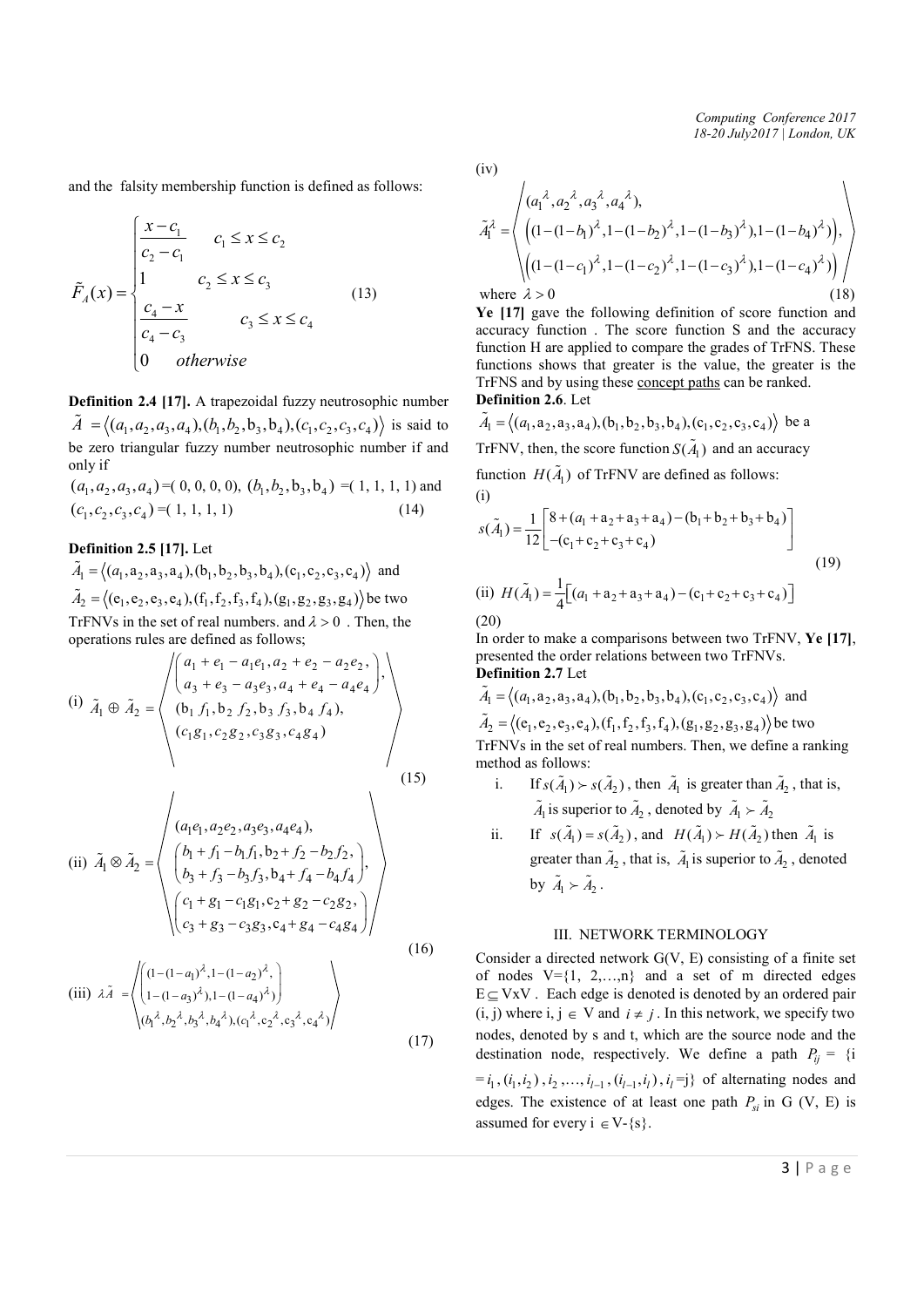and the falsity membership function is defined as follows:

$$\tilde{F}_A(x) = \begin{cases} \frac{x-c_1}{c_2-c_1} & c_1 \le x \le c_2 \\ 1 & c_2 \le x \le c_3 \\ \frac{c_4-x}{c_4-c_3} & c_3 \le x \le c_4 \\ 0 & otherwise \end{cases} \quad (13)$$

**Definition 2.4 [17].** A trapezoidal fuzzy neutrosophic number $\tilde{A} = \langle (a_1,a_2,a_3,a_4),(b_1,b_2,b_3,b_4),(c_1,c_2,c_3,c_4)\rangle$ is said to be zero triangular fuzzy number neutrosophic number if and only if

$(a_1,a_2,a_3,a_4)$ =( 0, 0, 0, 0), $(b_1,b_2,b_3,b_4)$ =( 1, 1, 1, 1) and $(c_1,c_2,c_3,c_4)$ =( 1, 1, 1, 1) (14)

**Definition 2.5 [17].** Let

$\tilde{A}_1 = \langle (a_1,a_2,a_3,a_4),(b_1,b_2,b_3,b_4),(c_1,c_2,c_3,c_4)\rangle$ and $\tilde{A}_2 = \langle (e_1,e_2,e_3,e_4),(f_1,f_2,f_3,f_4),(g_1,g_2,g_3,g_4)\rangle$ be two TrFNVs in the set of real numbers. and $\lambda > 0$ . Then, the operations rules are defined as follows;

$$\text{(i)}\ \tilde{A}_1 \oplus \tilde{A}_2 = \left\langle \begin{array}{l} \begin{pmatrix} a_1+e_1-a_1e_1, a_2+e_2-a_2e_2, \\ a_3+e_3-a_3e_3, a_4+e_4-a_4e_4 \end{pmatrix}, \\ (b_1 f_1, b_2 f_2, b_3 f_3, b_4 f_4), \\ (c_1g_1, c_2g_2, c_3g_3, c_4g_4) \end{array} \right\rangle \quad (15)$$

$$\text{(ii)}\ \tilde{A}_1 \otimes \tilde{A}_2 = \left\langle \begin{array}{l} (a_1e_1, a_2e_2, a_3e_3, a_4e_4), \\ \begin{pmatrix} b_1+f_1-b_1f_1, b_2+f_2-b_2f_2, \\ b_3+f_3-b_3f_3, b_4+f_4-b_4f_4 \end{pmatrix}, \\ \begin{pmatrix} c_1+g_1-c_1g_1, c_2+g_2-c_2g_2, \\ c_3+g_3-c_3g_3, c_4+g_4-c_4g_4 \end{pmatrix} \end{array} \right\rangle \quad (16)$$

$$\text{(iii)}\ \lambda\tilde{A} = \left\langle \begin{array}{l} \begin{pmatrix} (1-(1-a_1)^{\lambda}, 1-(1-a_2)^{\lambda}, \\ 1-(1-a_3)^{\lambda}), 1-(1-a_4)^{\lambda}) \end{pmatrix} \\ (b_1^{\lambda}, b_2^{\lambda}, b_3^{\lambda}, b_4^{\lambda}), (c_1^{\lambda}, c_2^{\lambda}, c_3^{\lambda}, c_4^{\lambda}) \end{array} \right\rangle \quad (17)$$

(iv)

$$\tilde{A}_1^{\lambda} = \left\langle \begin{array}{l} (a_1^{\lambda}, a_2^{\lambda}, a_3^{\lambda}, a_4^{\lambda}), \\ \left((1-(1-b_1)^{\lambda}, 1-(1-b_2)^{\lambda}, 1-(1-b_3)^{\lambda}), 1-(1-b_4)^{\lambda})\right), \\ \left((1-(1-c_1)^{\lambda}, 1-(1-c_2)^{\lambda}, 1-(1-c_3)^{\lambda}), 1-(1-c_4)^{\lambda})\right) \end{array} \right\rangle$$

where $\lambda > 0$ (18)

**Ye [17]** gave the following definition of score function and accuracy function . The score function S and the accuracy function H are applied to compare the grades of TrFNS. These functions shows that greater is the value, the greater is the TrFNS and by using these concept paths can be ranked.

**Definition 2.6**. Let

$\tilde{A}_1 = \langle (a_1,a_2,a_3,a_4),(b_1,b_2,b_3,b_4),(c_1,c_2,c_3,c_4)\rangle$ be a TrFNV, then, the score function $S(\tilde{A}_1)$ and an accuracy function $H(\tilde{A}_1)$ of TrFNV are defined as follows:

(i)

$$s(\tilde{A}_1) = \frac{1}{12}\begin{bmatrix} 8+(a_1+a_2+a_3+a_4)-(b_1+b_2+b_3+b_4) \\ -(c_1+c_2+c_3+c_4) \end{bmatrix} \quad (19)$$

(ii) $H(\tilde{A}_1) = \frac{1}{4}\left[(a_1+a_2+a_3+a_4)-(c_1+c_2+c_3+c_4)\right]$

(20)

In order to make a comparisons between two TrFNV, **Ye [17]**, presented the order relations between two TrFNVs.

**Definition 2.7** Let

$\tilde{A}_1 = \langle (a_1,a_2,a_3,a_4),(b_1,b_2,b_3,b_4),(c_1,c_2,c_3,c_4)\rangle$ and $\tilde{A}_2 = \langle (e_1,e_2,e_3,e_4),(f_1,f_2,f_3,f_4),(g_1,g_2,g_3,g_4)\rangle$ be two TrFNVs in the set of real numbers. Then, we define a ranking method as follows:

i. If $s(\tilde{A}_1) \succ s(\tilde{A}_2)$ , then $\tilde{A}_1$ is greater than $\tilde{A}_2$ , that is, $\tilde{A}_1$ is superior to $\tilde{A}_2$ , denoted by $\tilde{A}_1 \succ \tilde{A}_2$

ii. If $s(\tilde{A}_1) = s(\tilde{A}_2)$ , and $H(\tilde{A}_1) \succ H(\tilde{A}_2)$ then $\tilde{A}_1$ is greater than $\tilde{A}_2$ , that is, $\tilde{A}_1$ is superior to $\tilde{A}_2$ , denoted by $\tilde{A}_1 \succ \tilde{A}_2$ .

## III. NETWORK TERMINOLOGY

Consider a directed network G(V, E) consisting of a finite set of nodes V={1, 2,…,n} and a set of m directed edges $E \subseteq V \times V$ . Each edge is denoted is denoted by an ordered pair (i, j) where i, j $\in$ V and $i \neq j$ . In this network, we specify two nodes, denoted by s and t, which are the source node and the destination node, respectively. We define a path $P_{ij}$ = {i $= i_1, (i_1, i_2), i_2, \ldots, i_{l-1}, (i_{l-1}, i_l), i_l$ =j} of alternating nodes and edges. The existence of at least one path $P_{si}$ in G (V, E) is assumed for every i $\in$ V-{s}.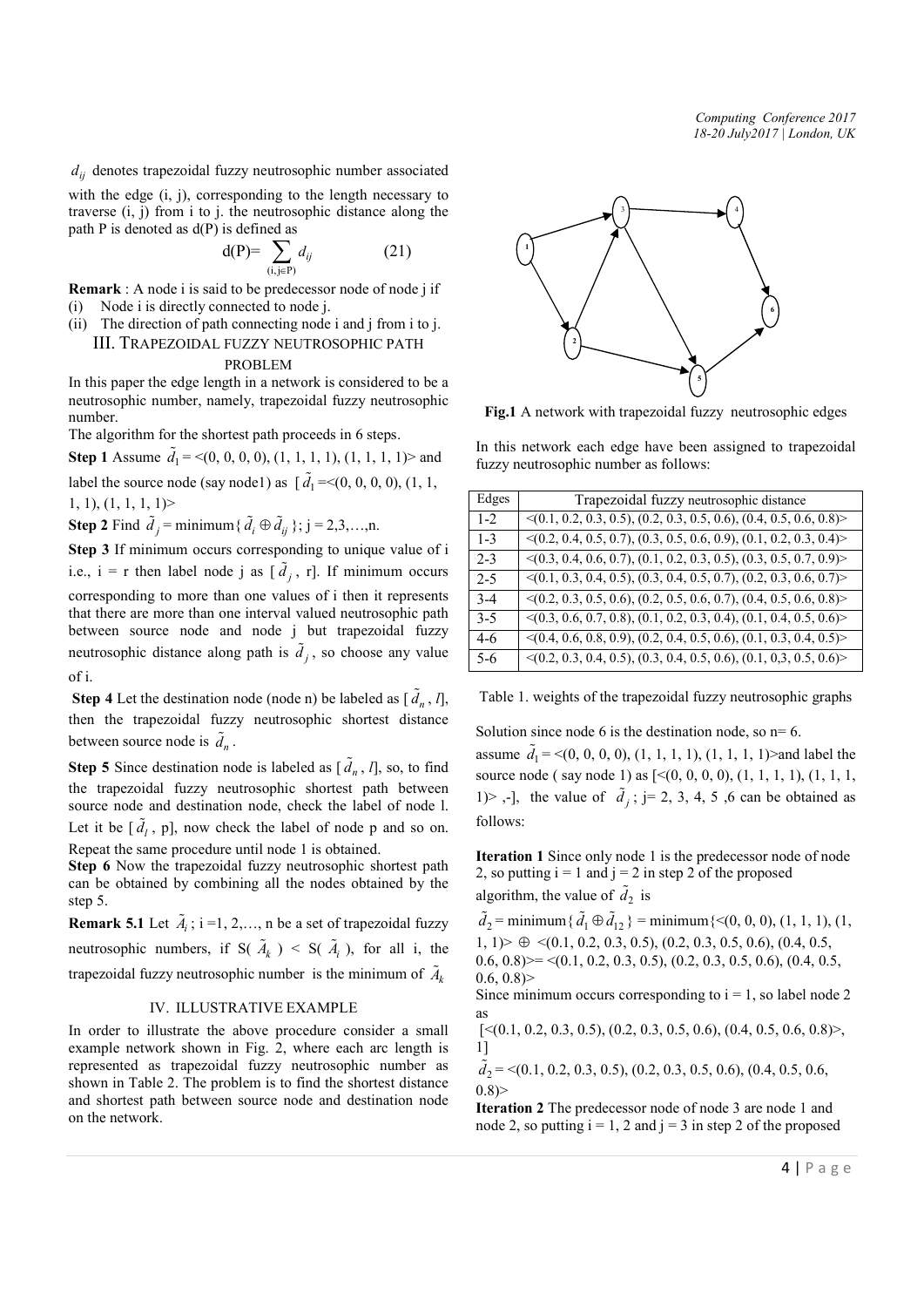$d_{ij}$ denotes trapezoidal fuzzy neutrosophic number associated with the edge (i, j), corresponding to the length necessary to traverse (i, j) from i to j. the neutrosophic distance along the path P is denoted as d(P) is defined as

$$d(P)= \sum_{(i,j \in P)} d_{ij} \qquad (21)$$

**Remark** : A node i is said to be predecessor node of node j if

(i) Node i is directly connected to node j.

(ii) The direction of path connecting node i and j from i to j.

## III. TRAPEZOIDAL FUZZY NEUTROSOPHIC PATH PROBLEM

In this paper the edge length in a network is considered to be a neutrosophic number, namely, trapezoidal fuzzy neutrosophic number.

The algorithm for the shortest path proceeds in 6 steps.

**Step 1** Assume $\tilde{d}_1$ = <(0, 0, 0, 0), (1, 1, 1, 1), (1, 1, 1, 1)> and label the source node (say node1) as [ $\tilde{d}_1$ =<(0, 0, 0, 0), (1, 1, 1, 1), (1, 1, 1, 1)>

**Step 2** Find $\tilde{d}_j$ = minimum{ $\tilde{d}_i \oplus \tilde{d}_{ij}$ }; j = 2,3,…,n.

**Step 3** If minimum occurs corresponding to unique value of i i.e., i = r then label node j as [ $\tilde{d}_j$ , r]. If minimum occurs corresponding to more than one values of i then it represents that there are more than one interval valued neutrosophic path between source node and node j but trapezoidal fuzzy neutrosophic distance along path is $\tilde{d}_j$ , so choose any value of i.

**Step 4** Let the destination node (node n) be labeled as [ $\tilde{d}_n$ , *l*], then the trapezoidal fuzzy neutrosophic shortest distance between source node is $\tilde{d}_n$ .

**Step 5** Since destination node is labeled as [ $\tilde{d}_n$ , *l*], so, to find the trapezoidal fuzzy neutrosophic shortest path between source node and destination node, check the label of node l. Let it be [ $\tilde{d}_l$ , p], now check the label of node p and so on. Repeat the same procedure until node 1 is obtained.

**Step 6** Now the trapezoidal fuzzy neutrosophic shortest path can be obtained by combining all the nodes obtained by the step 5.

**Remark 5.1** Let $\tilde{A}_i$ ; i =1, 2,…, n be a set of trapezoidal fuzzy neutrosophic numbers, if S( $\tilde{A}_k$ ) < S( $\tilde{A}_i$ ), for all i, the trapezoidal fuzzy neutrosophic number is the minimum of $\tilde{A}_k$

## IV. ILLUSTRATIVE EXAMPLE

In order to illustrate the above procedure consider a small example network shown in Fig. 2, where each arc length is represented as trapezoidal fuzzy neutrosophic number as shown in Table 2. The problem is to find the shortest distance and shortest path between source node and destination node on the network.

**Fig.1** A network with trapezoidal fuzzy neutrosophic edges

In this network each edge have been assigned to trapezoidal fuzzy neutrosophic number as follows:

| Edges | Trapezoidal fuzzy neutrosophic distance |
|---|---|
| 1-2 | <(0.1, 0.2, 0.3, 0.5), (0.2, 0.3, 0.5, 0.6), (0.4, 0.5, 0.6, 0.8)> |
| 1-3 | <(0.2, 0.4, 0.5, 0.7), (0.3, 0.5, 0.6, 0.9), (0.1, 0.2, 0.3, 0.4)> |
| 2-3 | <(0.3, 0.4, 0.6, 0.7), (0.1, 0.2, 0.3, 0.5), (0.3, 0.5, 0.7, 0.9)> |
| 2-5 | <(0.1, 0.3, 0.4, 0.5), (0.3, 0.4, 0.5, 0.7), (0.2, 0.3, 0.6, 0.7)> |
| 3-4 | <(0.2, 0.3, 0.5, 0.6), (0.2, 0.5, 0.6, 0.7), (0.4, 0.5, 0.6, 0.8)> |
| 3-5 | <(0.3, 0.6, 0.7, 0.8), (0.1, 0.2, 0.3, 0.4), (0.1, 0.4, 0.5, 0.6)> |
| 4-6 | <(0.4, 0.6, 0.8, 0.9), (0.2, 0.4, 0.5, 0.6), (0.1, 0.3, 0.4, 0.5)> |
| 5-6 | <(0.2, 0.3, 0.4, 0.5), (0.3, 0.4, 0.5, 0.6), (0.1, 0,3, 0.5, 0.6)> |

Table 1. weights of the trapezoidal fuzzy neutrosophic graphs

Solution since node 6 is the destination node, so n= 6.

assume $\tilde{d}_1$ = <(0, 0, 0, 0), (1, 1, 1, 1), (1, 1, 1, 1)>and label the source node ( say node 1) as [<(0, 0, 0, 0), (1, 1, 1, 1), (1, 1, 1, 1)> ,-], the value of $\tilde{d}_j$ ; j= 2, 3, 4, 5 ,6 can be obtained as follows:

**Iteration 1** Since only node 1 is the predecessor node of node 2, so putting i = 1 and j = 2 in step 2 of the proposed algorithm, the value of $\tilde{d}_2$ is

$\tilde{d}_2$ = minimum{ $\tilde{d}_1 \oplus \tilde{d}_{12}$ } = minimum{<(0, 0, 0), (1, 1, 1), (1, 1, 1)> ⊕ <(0.1, 0.2, 0.3, 0.5), (0.2, 0.3, 0.5, 0.6), (0.4, 0.5, 0.6, 0.8)>= <(0.1, 0.2, 0.3, 0.5), (0.2, 0.3, 0.5, 0.6), (0.4, 0.5, 0.6, 0.8)>

Since minimum occurs corresponding to i = 1, so label node 2 as

[<(0.1, 0.2, 0.3, 0.5), (0.2, 0.3, 0.5, 0.6), (0.4, 0.5, 0.6, 0.8)>, 1]

$\tilde{d}_2$ = <(0.1, 0.2, 0.3, 0.5), (0.2, 0.3, 0.5, 0.6), (0.4, 0.5, 0.6, 0.8)>

**Iteration 2** The predecessor node of node 3 are node 1 and node 2, so putting i = 1, 2 and j = 3 in step 2 of the proposed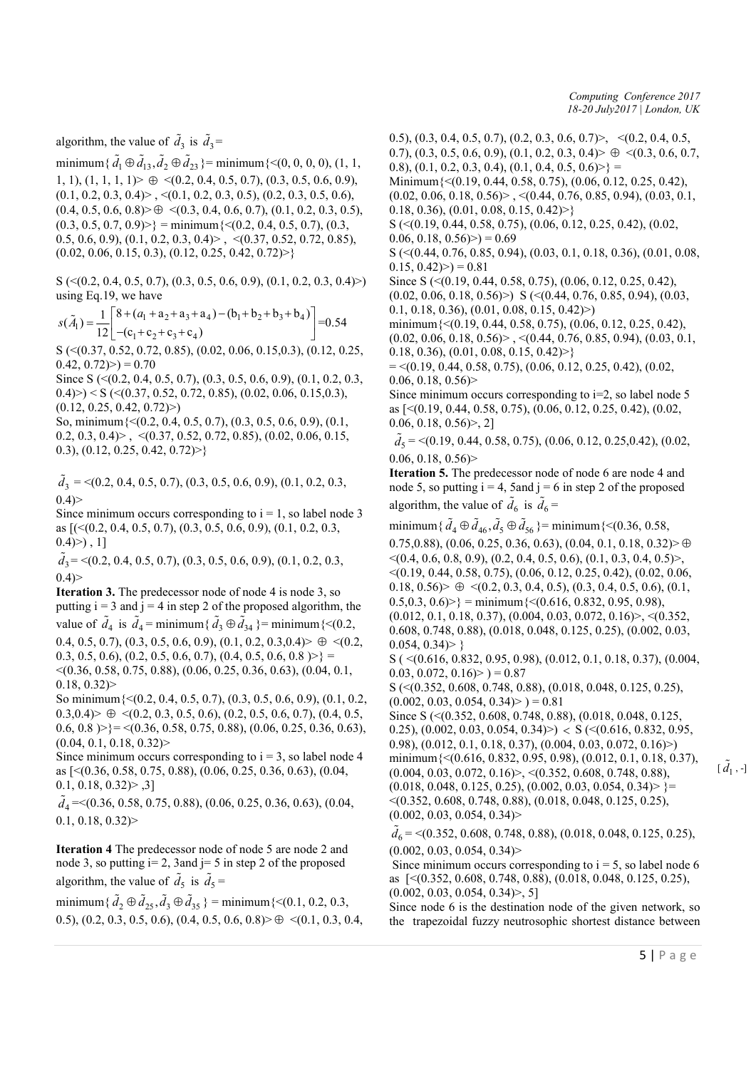algorithm, the value of $\tilde{d}_3$ is $\tilde{d}_3$ = minimum{ $\tilde{d}_1 \oplus \tilde{d}_{13}, \tilde{d}_2 \oplus \tilde{d}_{23}$ }= minimum{<(0, 0, 0, 0), (1, 1, 1, 1), (1, 1, 1, 1)> ⊕ <(0.2, 0.4, 0.5, 0.7), (0.3, 0.5, 0.6, 0.9), (0.1, 0.2, 0.3, 0.4)> , <(0.1, 0.2, 0.3, 0.5), (0.2, 0.3, 0.5, 0.6), (0.4, 0.5, 0.6, 0.8)> ⊕ <(0.3, 0.4, 0.6, 0.7), (0.1, 0.2, 0.3, 0.5), (0.3, 0.5, 0.7, 0.9)>} = minimum{<(0.2, 0.4, 0.5, 0.7), (0.3, 0.5, 0.6, 0.9), (0.1, 0.2, 0.3, 0.4)> , <(0.37, 0.52, 0.72, 0.85), (0.02, 0.06, 0.15, 0.3), (0.12, 0.25, 0.42, 0.72)>}

S (<(0.2, 0.4, 0.5, 0.7), (0.3, 0.5, 0.6, 0.9), (0.1, 0.2, 0.3, 0.4)>) using Eq.19, we have

$$s(\tilde{A}_1) = \frac{1}{12}\left[\begin{matrix} 8 + (a_1 + a_2 + a_3 + a_4) - (b_1 + b_2 + b_3 + b_4) \\ -(c_1 + c_2 + c_3 + c_4) \end{matrix}\right] = 0.54$$

S (<(0.37, 0.52, 0.72, 0.85), (0.02, 0.06, 0.15,0.3), (0.12, 0.25, 0.42, 0.72)>) = 0.70

Since S (<(0.2, 0.4, 0.5, 0.7), (0.3, 0.5, 0.6, 0.9), (0.1, 0.2, 0.3, 0.4)>) < S (<(0.37, 0.52, 0.72, 0.85), (0.02, 0.06, 0.15,0.3), (0.12, 0.25, 0.42, 0.72)>)

So, minimum{<(0.2, 0.4, 0.5, 0.7), (0.3, 0.5, 0.6, 0.9), (0.1, 0.2, 0.3, 0.4)> , <(0.37, 0.52, 0.72, 0.85), (0.02, 0.06, 0.15, 0.3), (0.12, 0.25, 0.42, 0.72)>}

$\tilde{d}_3$ = <(0.2, 0.4, 0.5, 0.7), (0.3, 0.5, 0.6, 0.9), (0.1, 0.2, 0.3, 0.4)>

Since minimum occurs corresponding to i = 1, so label node 3 as [(<(0.2, 0.4, 0.5, 0.7), (0.3, 0.5, 0.6, 0.9), (0.1, 0.2, 0.3, 0.4)>) , 1]

$\tilde{d}_3$ = <(0.2, 0.4, 0.5, 0.7), (0.3, 0.5, 0.6, 0.9), (0.1, 0.2, 0.3, 0.4)>

**Iteration 3.** The predecessor node of node 4 is node 3, so putting i = 3 and j = 4 in step 2 of the proposed algorithm, the value of $\tilde{d}_4$ is $\tilde{d}_4$ = minimum{ $\tilde{d}_3 \oplus \tilde{d}_{34}$ }= minimum{<(0.2, 0.4, 0.5, 0.7), (0.3, 0.5, 0.6, 0.9), (0.1, 0.2, 0.3,0.4)> ⊕ <(0.2, 0.3, 0.5, 0.6), (0.2, 0.5, 0.6, 0.7), (0.4, 0.5, 0.6, 0.8 )>} = <(0.36, 0.58, 0.75, 0.88), (0.06, 0.25, 0.36, 0.63), (0.04, 0.1, 0.18, 0.32)>

So minimum{<(0.2, 0.4, 0.5, 0.7), (0.3, 0.5, 0.6, 0.9), (0.1, 0.2, 0.3,0.4)> ⊕ <(0.2, 0.3, 0.5, 0.6), (0.2, 0.5, 0.6, 0.7), (0.4, 0.5, 0.6, 0.8 )>}= <(0.36, 0.58, 0.75, 0.88), (0.06, 0.25, 0.36, 0.63), (0.04, 0.1, 0.18, 0.32)>

Since minimum occurs corresponding to i = 3, so label node 4 as [<(0.36, 0.58, 0.75, 0.88), (0.06, 0.25, 0.36, 0.63), (0.04, 0.1, 0.18, 0.32)> ,3]

$\tilde{d}_4$ =<(0.36, 0.58, 0.75, 0.88), (0.06, 0.25, 0.36, 0.63), (0.04, 0.1, 0.18, 0.32)>

**Iteration 4** The predecessor node of node 5 are node 2 and node 3, so putting i= 2, 3and j= 5 in step 2 of the proposed algorithm, the value of $\tilde{d}_5$ is $\tilde{d}_5$ = minimum{ $\tilde{d}_2 \oplus \tilde{d}_{25}, \tilde{d}_3 \oplus \tilde{d}_{35}$ } = minimum{<(0.1, 0.2, 0.3, 0.5), (0.2, 0.3, 0.5, 0.6), (0.4, 0.5, 0.6, 0.8)> ⊕ <(0.1, 0.3, 0.4, 0.5), (0.3, 0.4, 0.5, 0.7), (0.2, 0.3, 0.6, 0.7)>, <(0.2, 0.4, 0.5, 0.7), (0.3, 0.5, 0.6, 0.9), (0.1, 0.2, 0.3, 0.4)> ⊕ <(0.3, 0.6, 0.7, 0.8), (0.1, 0.2, 0.3, 0.4), (0.1, 0.4, 0.5, 0.6)>} =

Minimum{<(0.19, 0.44, 0.58, 0.75), (0.06, 0.12, 0.25, 0.42), (0.02, 0.06, 0.18, 0.56)> , <(0.44, 0.76, 0.85, 0.94), (0.03, 0.1, 0.18, 0.36), (0.01, 0.08, 0.15, 0.42)>}

S (<(0.19, 0.44, 0.58, 0.75), (0.06, 0.12, 0.25, 0.42), (0.02, 0.06, 0.18, 0.56)>) = 0.69

S (<(0.44, 0.76, 0.85, 0.94), (0.03, 0.1, 0.18, 0.36), (0.01, 0.08, 0.15, 0.42)>) = 0.81

Since S (<(0.19, 0.44, 0.58, 0.75), (0.06, 0.12, 0.25, 0.42), (0.02, 0.06, 0.18, 0.56)>) S (<(0.44, 0.76, 0.85, 0.94), (0.03, 0.1, 0.18, 0.36), (0.01, 0.08, 0.15, 0.42)>)

minimum{<(0.19, 0.44, 0.58, 0.75), (0.06, 0.12, 0.25, 0.42), (0.02, 0.06, 0.18, 0.56)> , <(0.44, 0.76, 0.85, 0.94), (0.03, 0.1, 0.18, 0.36), (0.01, 0.08, 0.15, 0.42)>}

= <(0.19, 0.44, 0.58, 0.75), (0.06, 0.12, 0.25, 0.42), (0.02, 0.06, 0.18, 0.56)>

Since minimum occurs corresponding to i=2, so label node 5 as [<(0.19, 0.44, 0.58, 0.75), (0.06, 0.12, 0.25, 0.42), (0.02, 0.06, 0.18, 0.56)>, 2]

$\tilde{d}_5$ = <(0.19, 0.44, 0.58, 0.75), (0.06, 0.12, 0.25,0.42), (0.02, 0.06, 0.18, 0.56)>

**Iteration 5.** The predecessor node of node 6 are node 4 and node 5, so putting i = 4, 5and j = 6 in step 2 of the proposed algorithm, the value of $\tilde{d}_6$ is $\tilde{d}_6$ = minimum{ $\tilde{d}_4 \oplus \tilde{d}_{46}, \tilde{d}_5 \oplus \tilde{d}_{56}$ }= minimum{<(0.36, 0.58, 0.75,0.88), (0.06, 0.25, 0.36, 0.63), (0.04, 0.1, 0.18, 0.32)> ⊕ <(0.4, 0.6, 0.8, 0.9), (0.2, 0.4, 0.5, 0.6), (0.1, 0.3, 0.4, 0.5)>, <(0.19, 0.44, 0.58, 0.75), (0.06, 0.12, 0.25, 0.42), (0.02, 0.06, 0.18, 0.56)> ⊕ <(0.2, 0.3, 0.4, 0.5), (0.3, 0.4, 0.5, 0.6), (0.1, 0.5,0.3, 0.6)>} = minimum{<(0.616, 0.832, 0.95, 0.98), (0.012, 0.1, 0.18, 0.37), (0.004, 0.03, 0.072, 0.16)>, <(0.352, 0.608, 0.748, 0.88), (0.018, 0.048, 0.125, 0.25), (0.002, 0.03, 0.054, 0.34)> }

S ( <(0.616, 0.832, 0.95, 0.98), (0.012, 0.1, 0.18, 0.37), (0.004, 0.03, 0.072, 0.16)> ) = 0.87

S (<(0.352, 0.608, 0.748, 0.88), (0.018, 0.048, 0.125, 0.25), (0.002, 0.03, 0.054, 0.34)> ) = 0.81

Since S (<(0.352, 0.608, 0.748, 0.88), (0.018, 0.048, 0.125, 0.25), (0.002, 0.03, 0.054, 0.34)>) < S (<(0.616, 0.832, 0.95, 0.98), (0.012, 0.1, 0.18, 0.37), (0.004, 0.03, 0.072, 0.16)>)

minimum{<(0.616, 0.832, 0.95, 0.98), (0.012, 0.1, 0.18, 0.37), (0.004, 0.03, 0.072, 0.16)>, <(0.352, 0.608, 0.748, 0.88), (0.018, 0.048, 0.125, 0.25), (0.002, 0.03, 0.054, 0.34)> }= <(0.352, 0.608, 0.748, 0.88), (0.018, 0.048, 0.125, 0.25), (0.002, 0.03, 0.054, 0.34)>

$\tilde{d}_6$ = <(0.352, 0.608, 0.748, 0.88), (0.018, 0.048, 0.125, 0.25), (0.002, 0.03, 0.054, 0.34)>

Since minimum occurs corresponding to i = 5, so label node 6 as [<(0.352, 0.608, 0.748, 0.88), (0.018, 0.048, 0.125, 0.25), (0.002, 0.03, 0.054, 0.34)>, 5]

Since node 6 is the destination node of the given network, so the trapezoidal fuzzy neutrosophic shortest distance between

[ $\tilde{d}_1$ , -]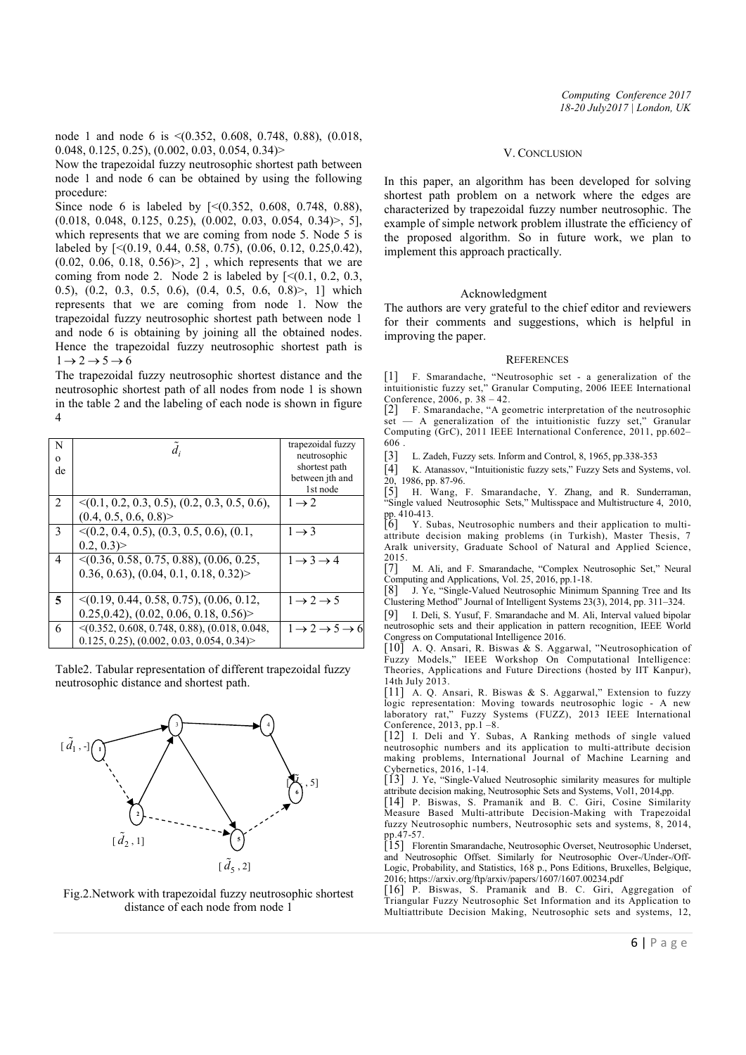node 1 and node 6 is <(0.352, 0.608, 0.748, 0.88), (0.018, 0.048, 0.125, 0.25), (0.002, 0.03, 0.054, 0.34)>

Now the trapezoidal fuzzy neutrosophic shortest path between node 1 and node 6 can be obtained by using the following procedure:

Since node 6 is labeled by [<(0.352, 0.608, 0.748, 0.88), (0.018, 0.048, 0.125, 0.25), (0.002, 0.03, 0.054, 0.34)>, 5], which represents that we are coming from node 5. Node 5 is labeled by [<(0.19, 0.44, 0.58, 0.75), (0.06, 0.12, 0.25,0.42), (0.02, 0.06, 0.18, 0.56)>, 2] , which represents that we are coming from node 2. Node 2 is labeled by [<(0.1, 0.2, 0.3, 0.5), (0.2, 0.3, 0.5, 0.6), (0.4, 0.5, 0.6, 0.8)>, 1] which represents that we are coming from node 1. Now the trapezoidal fuzzy neutrosophic shortest path between node 1 and node 6 is obtaining by joining all the obtained nodes. Hence the trapezoidal fuzzy neutrosophic shortest path is $1 \rightarrow 2 \rightarrow 5 \rightarrow 6$

The trapezoidal fuzzy neutrosophic shortest distance and the neutrosophic shortest path of all nodes from node 1 is shown in the table 2 and the labeling of each node is shown in figure 4

| Node | $\tilde{d}_i$ | trapezoidal fuzzy neutrosophic shortest path between jth and 1st node |
|---|---|---|
| 2 | <(0.1, 0.2, 0.3, 0.5), (0.2, 0.3, 0.5, 0.6), (0.4, 0.5, 0.6, 0.8)> | $1 \rightarrow 2$ |
| 3 | <(0.2, 0.4, 0.5), (0.3, 0.5, 0.6), (0.1, 0.2, 0.3)> | $1 \rightarrow 3$ |
| 4 | <(0.36, 0.58, 0.75, 0.88), (0.06, 0.25, 0.36, 0.63), (0.04, 0.1, 0.18, 0.32)> | $1 \rightarrow 3 \rightarrow 4$ |
| **5** | <(0.19, 0.44, 0.58, 0.75), (0.06, 0.12, 0.25,0.42), (0.02, 0.06, 0.18, 0.56)> | $1 \rightarrow 2 \rightarrow 5$ |
| 6 | <(0.352, 0.608, 0.748, 0.88), (0.018, 0.048, 0.125, 0.25), (0.002, 0.03, 0.054, 0.34)> | $1 \rightarrow 2 \rightarrow 5 \rightarrow 6$ |

Table2. Tabular representation of different trapezoidal fuzzy neutrosophic distance and shortest path.

Fig.2.Network with trapezoidal fuzzy neutrosophic shortest distance of each node from node 1

## V. Conclusion

In this paper, an algorithm has been developed for solving shortest path problem on a network where the edges are characterized by trapezoidal fuzzy number neutrosophic. The example of simple network problem illustrate the efficiency of the proposed algorithm. So in future work, we plan to implement this approach practically.

### Acknowledgment

The authors are very grateful to the chief editor and reviewers for their comments and suggestions, which is helpful in improving the paper.

## References

[1] F. Smarandache, "Neutrosophic set - a generalization of the intuitionistic fuzzy set," Granular Computing, 2006 IEEE International Conference, 2006, p. 38 – 42.

[2] F. Smarandache, "A geometric interpretation of the neutrosophic set — A generalization of the intuitionistic fuzzy set," Granular Computing (GrC), 2011 IEEE International Conference, 2011, pp.602–606 .

[3] L. Zadeh, Fuzzy sets. Inform and Control, 8, 1965, pp.338-353

[4] K. Atanassov, "Intuitionistic fuzzy sets," Fuzzy Sets and Systems, vol. 20, 1986, pp. 87-96.

[5] H. Wang, F. Smarandache, Y. Zhang, and R. Sunderraman, "Single valued Neutrosophic Sets," Multisspace and Multistructure 4, 2010, pp. 410-413.

[6] Y. Subas, Neutrosophic numbers and their application to multi-attribute decision making problems (in Turkish), Master Thesis, 7 Aralk university, Graduate School of Natural and Applied Science, 2015.

[7] M. Ali, and F. Smarandache, "Complex Neutrosophic Set," Neural Computing and Applications, Vol. 25, 2016, pp.1-18.

[8] J. Ye, "Single-Valued Neutrosophic Minimum Spanning Tree and Its Clustering Method" Journal of Intelligent Systems 23(3), 2014, pp. 311–324.

[9] I. Deli, S. Yusuf, F. Smarandache and M. Ali, Interval valued bipolar neutrosophic sets and their application in pattern recognition, IEEE World Congress on Computational Intelligence 2016.

[10] A. Q. Ansari, R. Biswas & S. Aggarwal, "Neutrosophication of Fuzzy Models," IEEE Workshop On Computational Intelligence: Theories, Applications and Future Directions (hosted by IIT Kanpur), 14th July 2013.

[11] A. Q. Ansari, R. Biswas & S. Aggarwal," Extension to fuzzy logic representation: Moving towards neutrosophic logic - A new laboratory rat," Fuzzy Systems (FUZZ), 2013 IEEE International Conference, 2013, pp.1 –8.

[12] I. Deli and Y. Subas, A Ranking methods of single valued neutrosophic numbers and its application to multi-attribute decision making problems, International Journal of Machine Learning and Cybernetics, 2016, 1-14.

[13] J. Ye, "Single-Valued Neutrosophic similarity measures for multiple attribute decision making, Neutrosophic Sets and Systems, Vol1, 2014,pp.

[14] P. Biswas, S. Pramanik and B. C. Giri, Cosine Similarity Measure Based Multi-attribute Decision-Making with Trapezoidal fuzzy Neutrosophic numbers, Neutrosophic sets and systems, 8, 2014, pp.47-57.

[15] Florentin Smarandache, Neutrosophic Overset, Neutrosophic Underset, and Neutrosophic Offset. Similarly for Neutrosophic Over-/Under-/Off- Logic, Probability, and Statistics, 168 p., Pons Editions, Bruxelles, Belgique, 2016; https://arxiv.org/ftp/arxiv/papers/1607/1607.00234.pdf

[16] P. Biswas, S. Pramanik and B. C. Giri, Aggregation of Triangular Fuzzy Neutrosophic Set Information and its Application to Multiattribute Decision Making, Neutrosophic sets and systems, 12,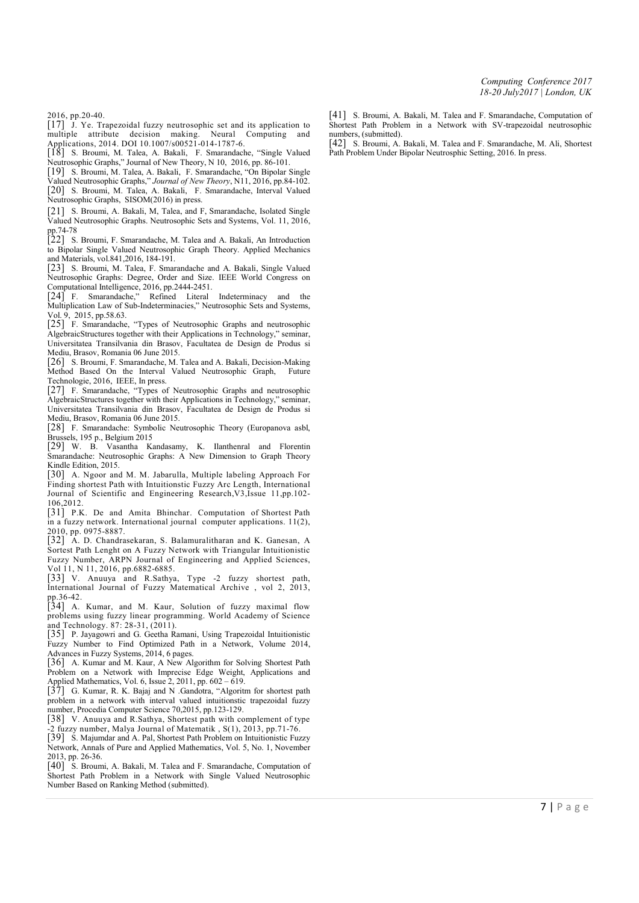2016, pp.20-40.

[17] J. Ye. Trapezoidal fuzzy neutrosophic set and its application to multiple attribute decision making. Neural Computing and Applications, 2014. DOI 10.1007/s00521-014-1787-6.

[18] S. Broumi, M. Talea, A. Bakali, F. Smarandache, "Single Valued Neutrosophic Graphs," Journal of New Theory, N 10, 2016, pp. 86-101.

[19] S. Broumi, M. Talea, A. Bakali, F. Smarandache, "On Bipolar Single Valued Neutrosophic Graphs," *Journal of New Theory*, N11, 2016, pp.84-102.

[20] S. Broumi, M. Talea, A. Bakali, F. Smarandache, Interval Valued Neutrosophic Graphs, SISOM(2016) in press.

[21] S. Broumi, A. Bakali, M, Talea, and F, Smarandache, Isolated Single Valued Neutrosophic Graphs. Neutrosophic Sets and Systems, Vol. 11, 2016, pp.74-78

[22] S. Broumi, F. Smarandache, M. Talea and A. Bakali, An Introduction to Bipolar Single Valued Neutrosophic Graph Theory. Applied Mechanics and Materials, vol.841,2016, 184-191.

[23] S. Broumi, M. Talea, F. Smarandache and A. Bakali, Single Valued Neutrosophic Graphs: Degree, Order and Size. IEEE World Congress on Computational Intelligence, 2016, pp.2444-2451.

[24] F. Smarandache," Refined Literal Indeterminacy and the Multiplication Law of Sub-Indeterminacies," Neutrosophic Sets and Systems, Vol. 9, 2015, pp.58.63.

[25] F. Smarandache, "Types of Neutrosophic Graphs and neutrosophic AlgebraicStructures together with their Applications in Technology," seminar, Universitatea Transilvania din Brasov, Facultatea de Design de Produs si Mediu, Brasov, Romania 06 June 2015.

[26] S. Broumi, F. Smarandache, M. Talea and A. Bakali, Decision-Making Method Based On the Interval Valued Neutrosophic Graph, Future Technologie, 2016, IEEE, In press.

[27] F. Smarandache, "Types of Neutrosophic Graphs and neutrosophic AlgebraicStructures together with their Applications in Technology," seminar, Universitatea Transilvania din Brasov, Facultatea de Design de Produs si Mediu, Brasov, Romania 06 June 2015.

[28] F. Smarandache: Symbolic Neutrosophic Theory (Europanova asbl, Brussels, 195 p., Belgium 2015

[29] W. B. Vasantha Kandasamy, K. Ilanthenral and Florentin Smarandache: Neutrosophic Graphs: A New Dimension to Graph Theory Kindle Edition, 2015.

[30] A. Ngoor and M. M. Jabarulla, Multiple labeling Approach For Finding shortest Path with Intuitionstic Fuzzy Arc Length, International Journal of Scientific and Engineering Research,V3,Issue 11,pp.102-106,2012.

[31] P.K. De and Amita Bhinchar. Computation of Shortest Path in a fuzzy network. International journal computer applications. 11(2), 2010, pp. 0975-8887.

[32] A. D. Chandrasekaran, S. Balamuralitharan and K. Ganesan, A Sortest Path Lenght on A Fuzzy Network with Triangular Intuitionistic Fuzzy Number, ARPN Journal of Engineering and Applied Sciences, Vol 11, N 11, 2016, pp.6882-6885.

[33] V. Anuuya and R.Sathya, Type -2 fuzzy shortest path, International Journal of Fuzzy Matematical Archive , vol 2, 2013, pp.36-42.

[34] A. Kumar, and M. Kaur, Solution of fuzzy maximal flow problems using fuzzy linear programming. World Academy of Science and Technology. 87: 28-31, (2011).

[35] P. Jayagowri and G. Geetha Ramani, Using Trapezoidal Intuitionistic Fuzzy Number to Find Optimized Path in a Network, Volume 2014, Advances in Fuzzy Systems, 2014, 6 pages.

[36] A. Kumar and M. Kaur, A New Algorithm for Solving Shortest Path Problem on a Network with Imprecise Edge Weight, Applications and Applied Mathematics, Vol. 6, Issue 2, 2011, pp. 602 – 619.

[37] G. Kumar, R. K. Bajaj and N .Gandotra, "Algoritm for shortest path problem in a network with interval valued intuitionstic trapezoidal fuzzy number, Procedia Computer Science 70,2015, pp.123-129.

[38] V. Anuuya and R.Sathya, Shortest path with complement of type -2 fuzzy number, Malya Journal of Matematik , S(1), 2013, pp.71-76.

[39] S. Majumdar and A. Pal, Shortest Path Problem on Intuitionistic Fuzzy Network, Annals of Pure and Applied Mathematics, Vol. 5, No. 1, November 2013, pp. 26-36.

[40] S. Broumi, A. Bakali, M. Talea and F. Smarandache, Computation of Shortest Path Problem in a Network with Single Valued Neutrosophic Number Based on Ranking Method (submitted).

[41] S. Broumi, A. Bakali, M. Talea and F. Smarandache, Computation of Shortest Path Problem in a Network with SV-trapezoidal neutrosophic numbers, (submitted).

[42] S. Broumi, A. Bakali, M. Talea and F. Smarandache, M. Ali, Shortest Path Problem Under Bipolar Neutrosphic Setting, 2016. In press.